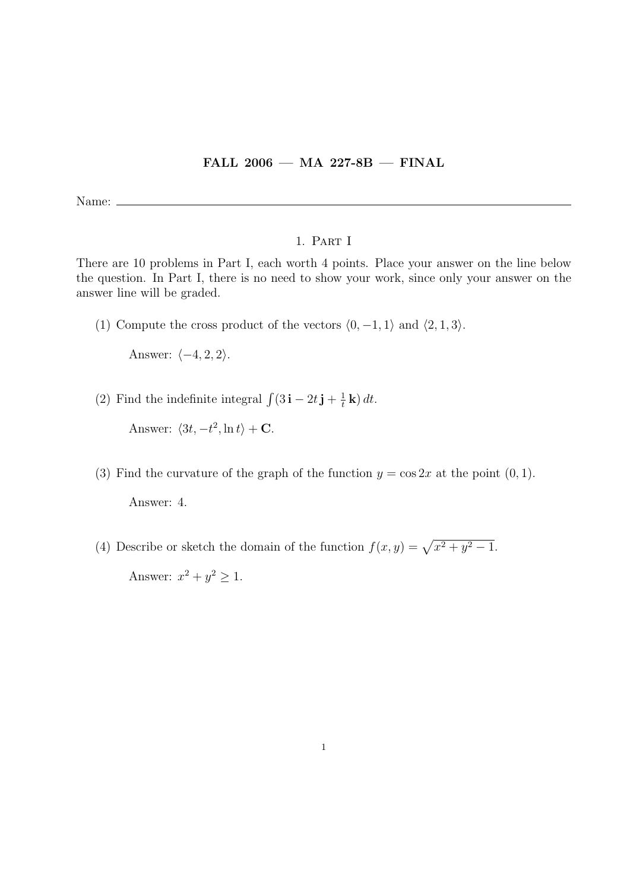**FALL 2006 — MA 227-8B — FINAL**

Name: \_\_\_\_\_\_\_\_\_\_\_\_\_\_\_\_\_\_\_\_\_\_\_\_\_\_\_\_\_\_\_\_\_\_\_\_\_\_\_\_\_\_\_\_

## 1. Part I

There are 10 problems in Part I, each worth 4 points. Place your answer on the line below the question. In Part I, there is no need to show your work, since only your answer on the answer line will be graded.

(1) Compute the cross product of the vectors $\langle 0, -1, 1\rangle$ and $\langle 2, 1, 3\rangle$.

Answer: $\langle -4, 2, 2\rangle$.

(2) Find the indefinite integral $\int (3\,\mathbf{i} - 2t\,\mathbf{j} + \frac{1}{t}\,\mathbf{k})\,dt$.

Answer: $\langle 3t, -t^2, \ln t\rangle + \mathbf{C}$.

(3) Find the curvature of the graph of the function $y = \cos 2x$ at the point $(0, 1)$.

Answer: 4.

(4) Describe or sketch the domain of the function $f(x, y) = \sqrt{x^2 + y^2 - 1}$.

Answer: $x^2 + y^2 \geq 1$.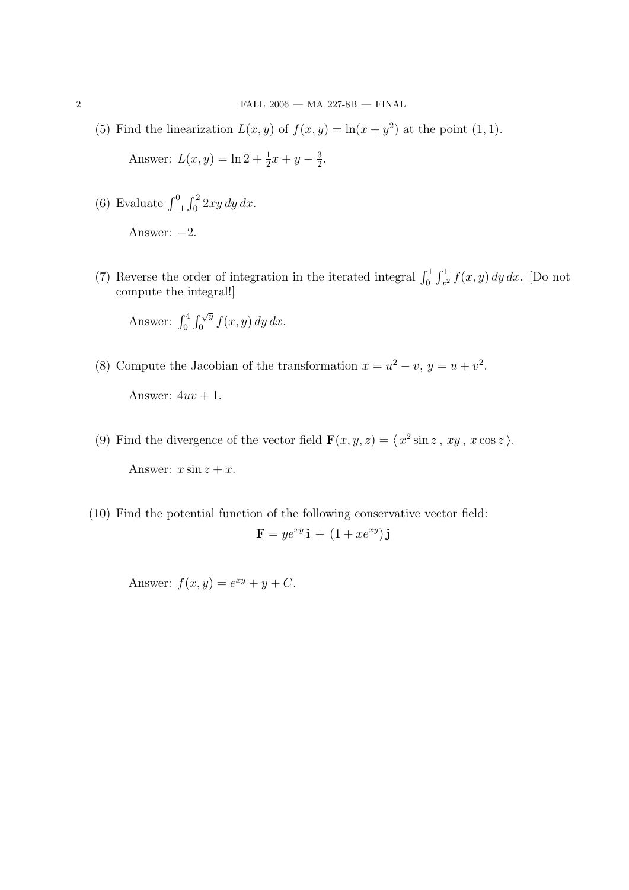(5) Find the linearization $L(x, y)$ of $f(x, y) = \ln(x + y^2)$ at the point $(1, 1)$.

Answer: $L(x, y) = \ln 2 + \frac{1}{2}x + y - \frac{3}{2}$.

(6) Evaluate $\int_{-1}^{0} \int_{0}^{2} 2xy \, dy \, dx$.

Answer: $-2$.

(7) Reverse the order of integration in the iterated integral $\int_{0}^{1} \int_{x^2}^{1} f(x, y) \, dy \, dx$. [Do not compute the integral!]

Answer: $\int_{0}^{4} \int_{0}^{\sqrt{y}} f(x, y) \, dy \, dx$.

(8) Compute the Jacobian of the transformation $x = u^2 - v$, $y = u + v^2$.

Answer: $4uv + 1$.

(9) Find the divergence of the vector field $\mathbf{F}(x, y, z) = \langle \, x^2 \sin z \, , \, xy \, , \, x \cos z \, \rangle$.

Answer: $x \sin z + x$.

(10) Find the potential function of the following conservative vector field:

$$\mathbf{F} = ye^{xy} \, \mathbf{i} \, + \, (1 + xe^{xy}) \, \mathbf{j}$$

Answer: $f(x, y) = e^{xy} + y + C$.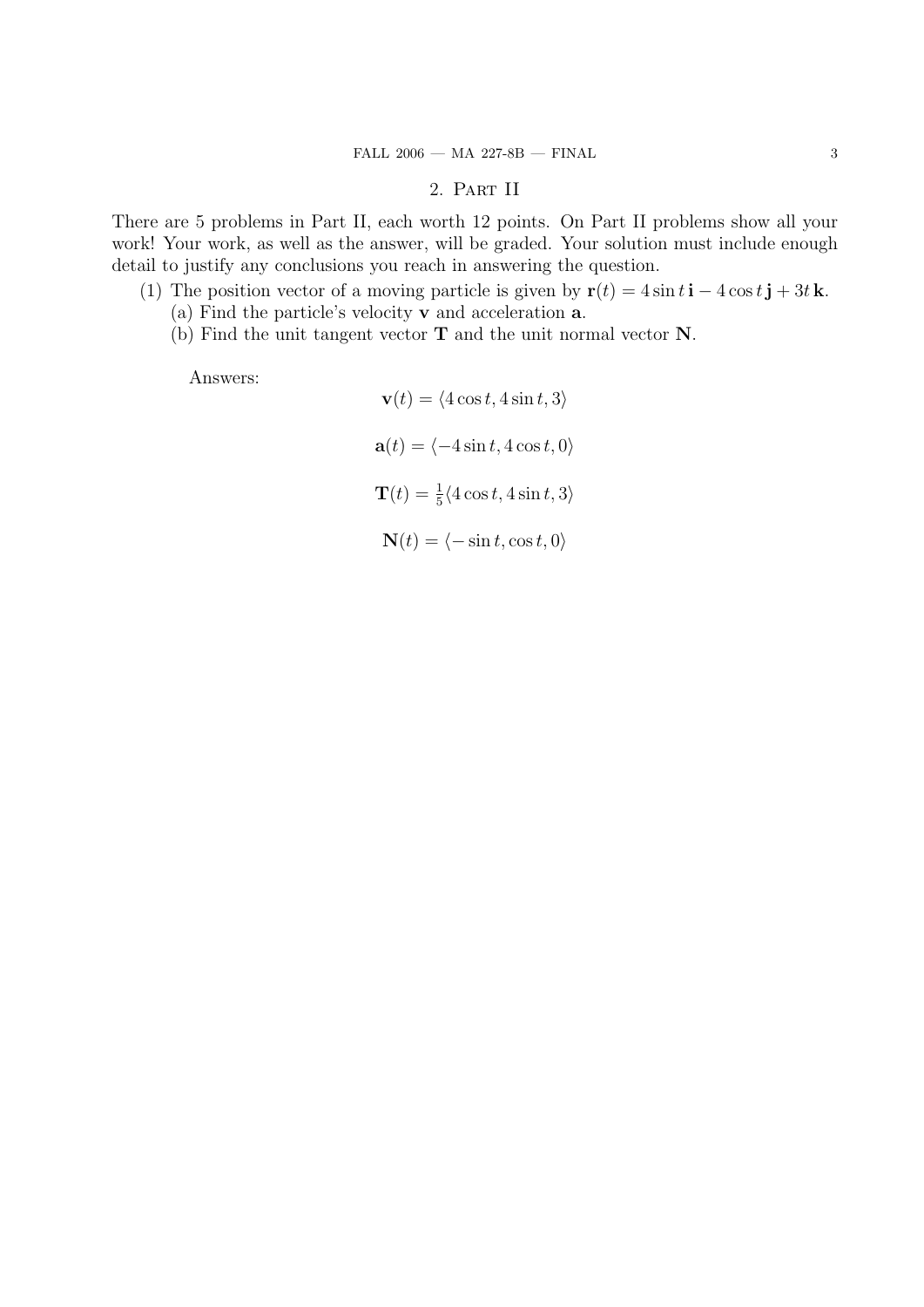## 2. Part II

There are 5 problems in Part II, each worth 12 points. On Part II problems show all your work! Your work, as well as the answer, will be graded. Your solution must include enough detail to justify any conclusions you reach in answering the question.

(1) The position vector of a moving particle is given by $\mathbf{r}(t) = 4\sin t\,\mathbf{i} - 4\cos t\,\mathbf{j} + 3t\,\mathbf{k}$.

   (a) Find the particle's velocity $\mathbf{v}$ and acceleration $\mathbf{a}$.

   (b) Find the unit tangent vector $\mathbf{T}$ and the unit normal vector $\mathbf{N}$.

Answers:

$$\mathbf{v}(t) = \langle 4\cos t, 4\sin t, 3\rangle$$

$$\mathbf{a}(t) = \langle -4\sin t, 4\cos t, 0\rangle$$

$$\mathbf{T}(t) = \tfrac{1}{5}\langle 4\cos t, 4\sin t, 3\rangle$$

$$\mathbf{N}(t) = \langle -\sin t, \cos t, 0\rangle$$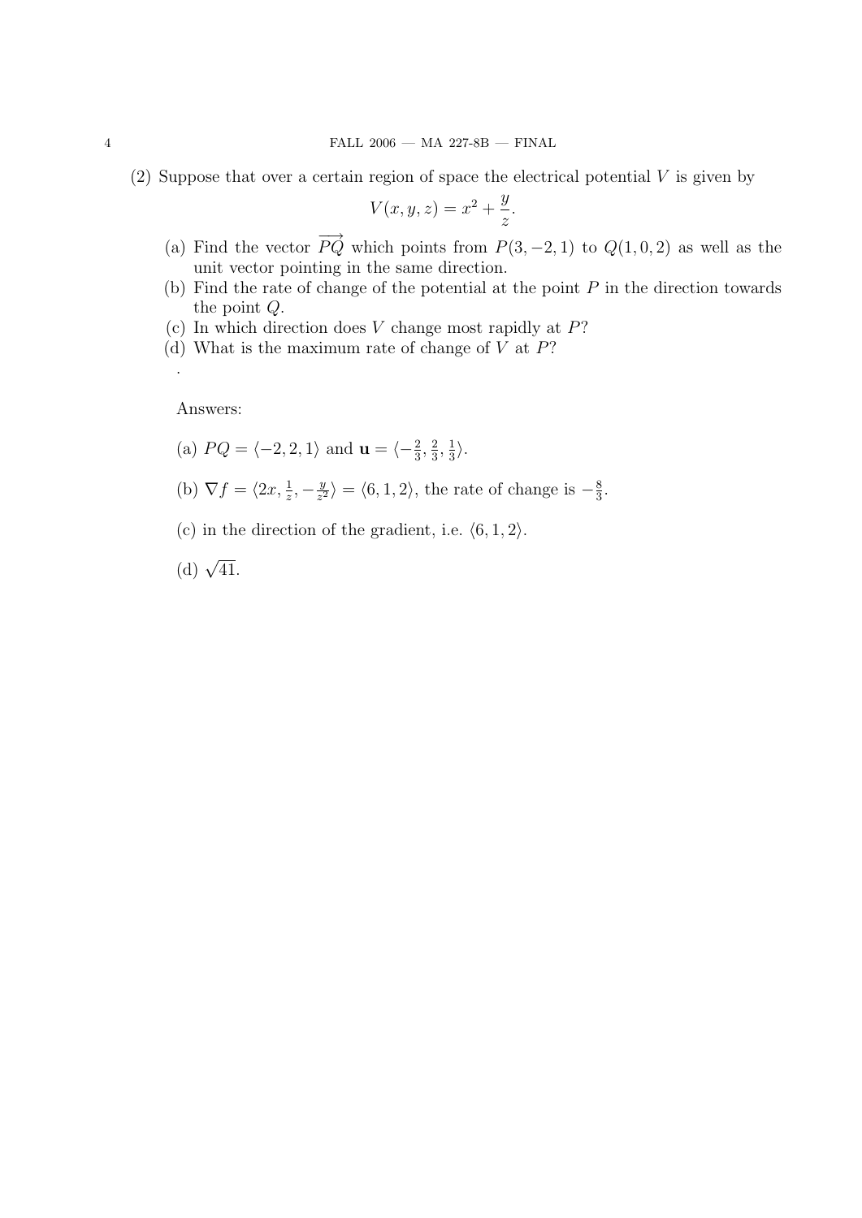(2) Suppose that over a certain region of space the electrical potential $V$ is given by

$$V(x, y, z) = x^2 + \frac{y}{z}.$$

(a) Find the vector $\overrightarrow{PQ}$ which points from $P(3, -2, 1)$ to $Q(1, 0, 2)$ as well as the unit vector pointing in the same direction.

(b) Find the rate of change of the potential at the point $P$ in the direction towards the point $Q$.

(c) In which direction does $V$ change most rapidly at $P$?

(d) What is the maximum rate of change of $V$ at $P$?

.

Answers:

(a) $PQ = \langle -2, 2, 1 \rangle$ and $\mathbf{u} = \langle -\frac{2}{3}, \frac{2}{3}, \frac{1}{3} \rangle$.

(b) $\nabla f = \langle 2x, \frac{1}{z}, -\frac{y}{z^2} \rangle = \langle 6, 1, 2 \rangle$, the rate of change is $-\frac{8}{3}$.

(c) in the direction of the gradient, i.e. $\langle 6, 1, 2 \rangle$.

(d) $\sqrt{41}$.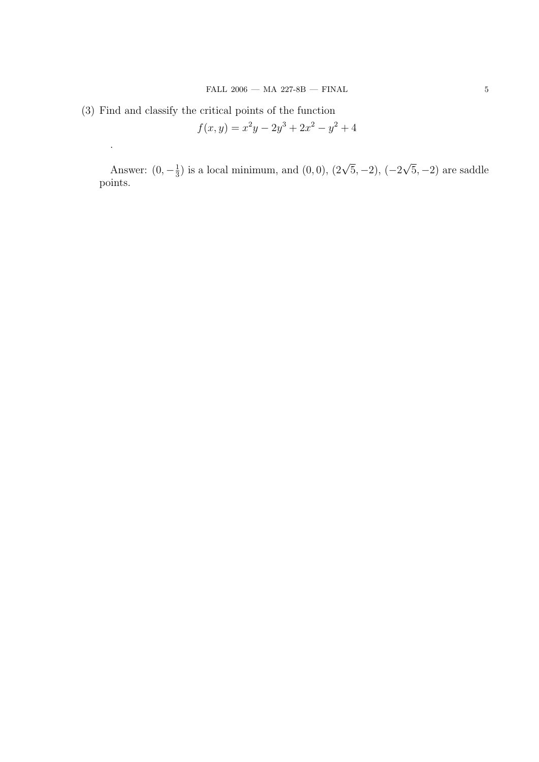(3) Find and classify the critical points of the function

$$f(x,y) = x^2y - 2y^3 + 2x^2 - y^2 + 4$$

.

Answer: $(0, -\frac{1}{3})$ is a local minimum, and $(0,0)$, $(2\sqrt{5}, -2)$, $(-2\sqrt{5}, -2)$ are saddle points.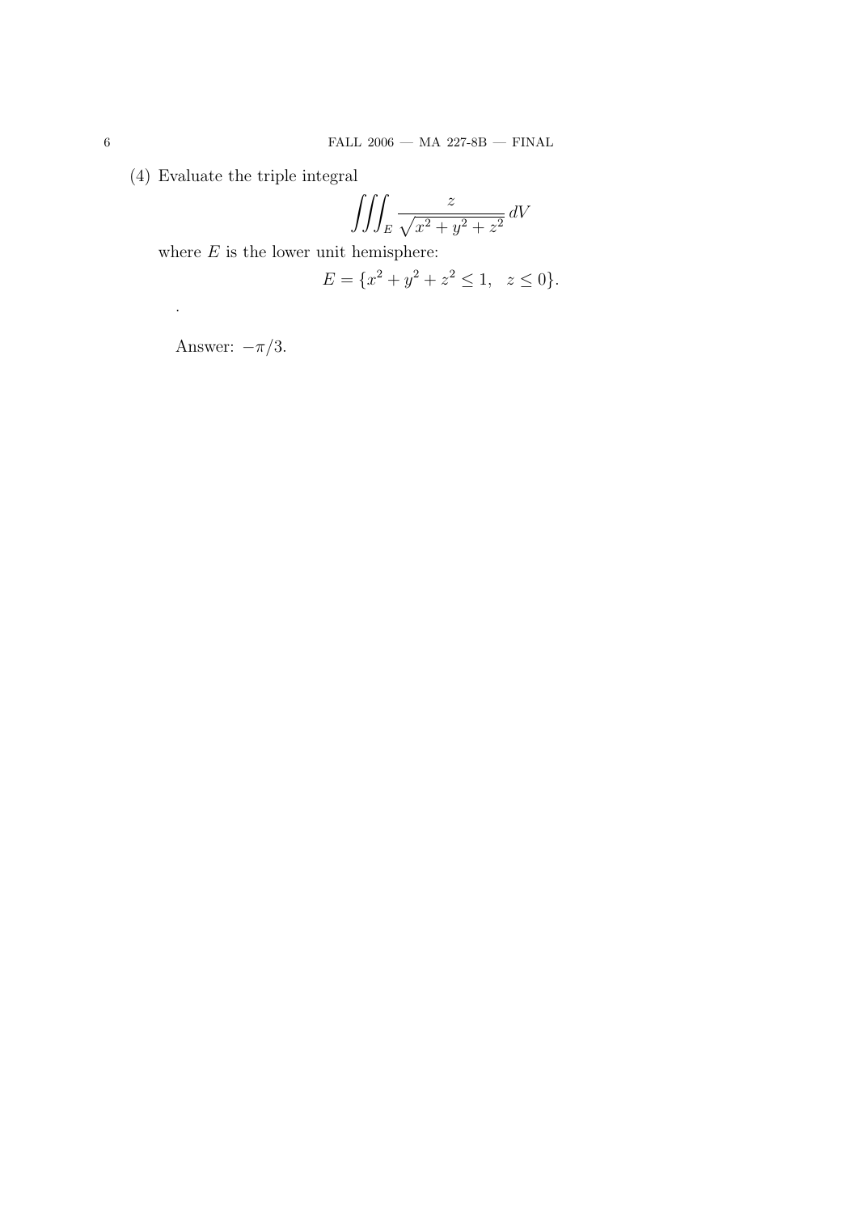(4) Evaluate the triple integral

$$\iiint_E \frac{z}{\sqrt{x^2+y^2+z^2}}\, dV$$

where $E$ is the lower unit hemisphere:

$$E = \{x^2+y^2+z^2 \le 1, \quad z \le 0\}.$$

.

Answer: $-\pi/3$.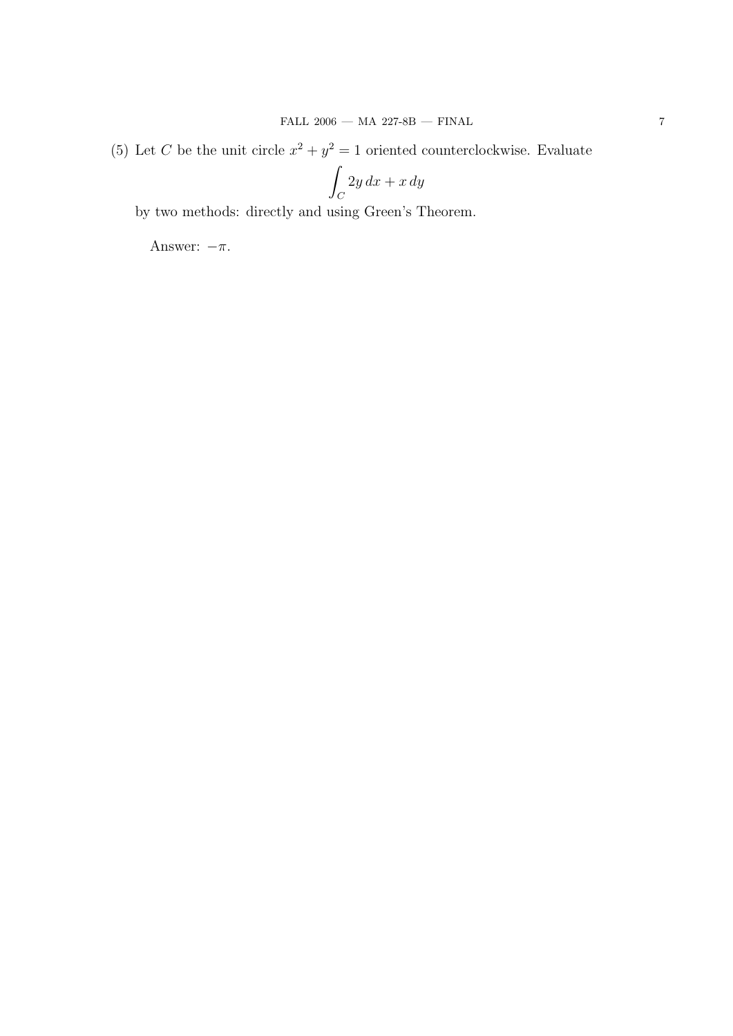(5) Let $C$ be the unit circle $x^2 + y^2 = 1$ oriented counterclockwise. Evaluate

$$\int_C 2y\,dx + x\,dy$$

by two methods: directly and using Green's Theorem.

Answer: $-\pi$.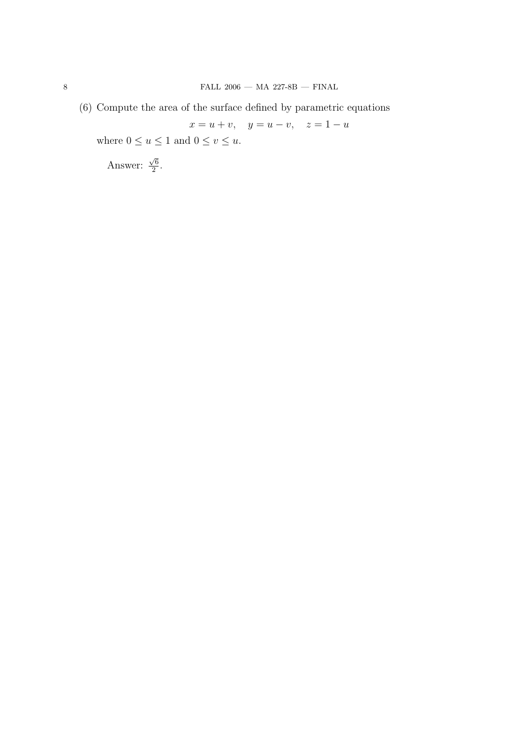(6) Compute the area of the surface defined by parametric equations

$$x = u + v, \quad y = u - v, \quad z = 1 - u$$

where $0 \le u \le 1$ and $0 \le v \le u$.

Answer: $\frac{\sqrt{6}}{2}$.